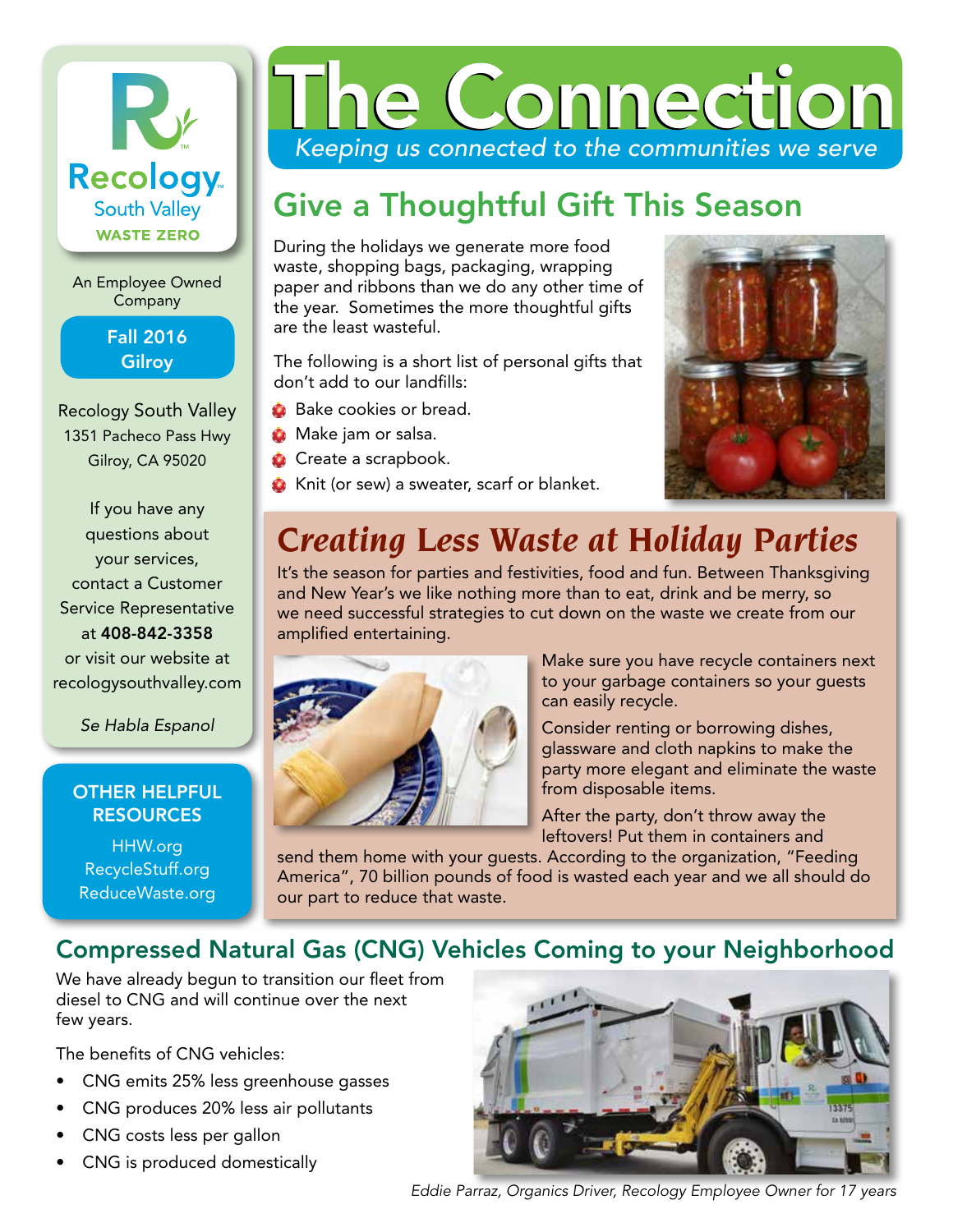# The Connection

*Keeping us connected to the communities we serve*

Recology South Valley
WASTE ZERO

An Employee Owned Company

**Fall 2016**
**Gilroy**

Recology South Valley
1351 Pacheco Pass Hwy
Gilroy, CA 95020

If you have any questions about your services, contact a Customer Service Representative at **408-842-3358** or visit our website at recologysouthvalley.com

*Se Habla Espanol*

**OTHER HELPFUL RESOURCES**

HHW.org
RecycleStuff.org
ReduceWaste.org

## Give a Thoughtful Gift This Season

During the holidays we generate more food waste, shopping bags, packaging, wrapping paper and ribbons than we do any other time of the year. Sometimes the more thoughtful gifts are the least wasteful.

The following is a short list of personal gifts that don't add to our landfills:

- Bake cookies or bread.
- Make jam or salsa.
- Create a scrapbook.
- Knit (or sew) a sweater, scarf or blanket.

## *Creating Less Waste at Holiday Parties*

It's the season for parties and festivities, food and fun. Between Thanksgiving and New Year's we like nothing more than to eat, drink and be merry, so we need successful strategies to cut down on the waste we create from our amplified entertaining.

Make sure you have recycle containers next to your garbage containers so your guests can easily recycle.

Consider renting or borrowing dishes, glassware and cloth napkins to make the party more elegant and eliminate the waste from disposable items.

After the party, don't throw away the leftovers! Put them in containers and send them home with your guests. According to the organization, "Feeding America", 70 billion pounds of food is wasted each year and we all should do our part to reduce that waste.

## Compressed Natural Gas (CNG) Vehicles Coming to your Neighborhood

We have already begun to transition our fleet from diesel to CNG and will continue over the next few years.

The benefits of CNG vehicles:

- CNG emits 25% less greenhouse gasses
- CNG produces 20% less air pollutants
- CNG costs less per gallon
- CNG is produced domestically

*Eddie Parraz, Organics Driver, Recology Employee Owner for 17 years*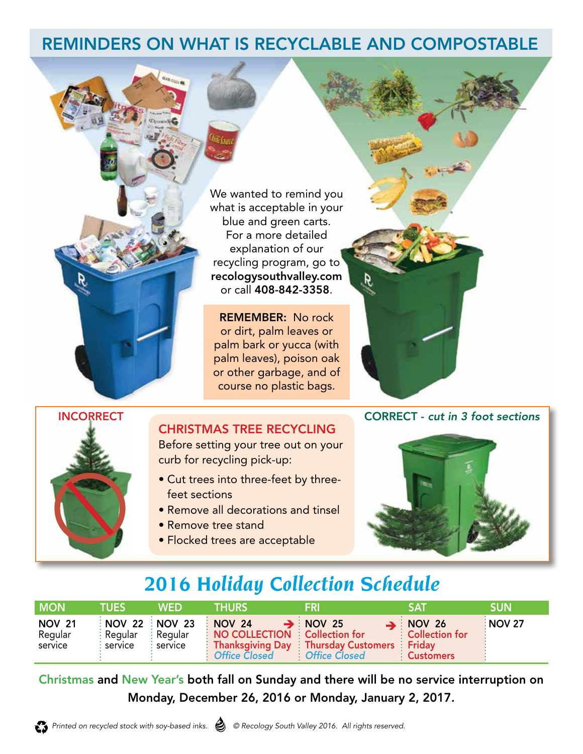# REMINDERS ON WHAT IS RECYCLABLE AND COMPOSTABLE

We wanted to remind you what is acceptable in your blue and green carts. For a more detailed explanation of our recycling program, go to **recologysouthvalley.com** or call **408-842-3358**.

**REMEMBER:** No rock or dirt, palm leaves or palm bark or yucca (with palm leaves), poison oak or other garbage, and of course no plastic bags.

INCORRECT

## CHRISTMAS TREE RECYCLING

Before setting your tree out on your curb for recycling pick-up:

- Cut trees into three-feet by three-feet sections
- Remove all decorations and tinsel
- Remove tree stand
- Flocked trees are acceptable

CORRECT - *cut in 3 foot sections*

## *2016 Holiday Collection Schedule*

| MON | TUES | WED | THURS | FRI | SAT | SUN |
|---|---|---|---|---|---|---|
| NOV 21 Regular service | NOV 22 Regular service | NOV 23 Regular service | NOV 24 → NO COLLECTION Thanksgiving Day *Office Closed* | NOV 25 → Collection for Thursday Customers *Office Closed* | NOV 26 Collection for Friday Customers | NOV 27 |

Christmas and New Year's both fall on Sunday and there will be no service interruption on Monday, December 26, 2016 or Monday, January 2, 2017.

*Printed on recycled stock with soy-based inks.* *© Recology South Valley 2016. All rights reserved.*